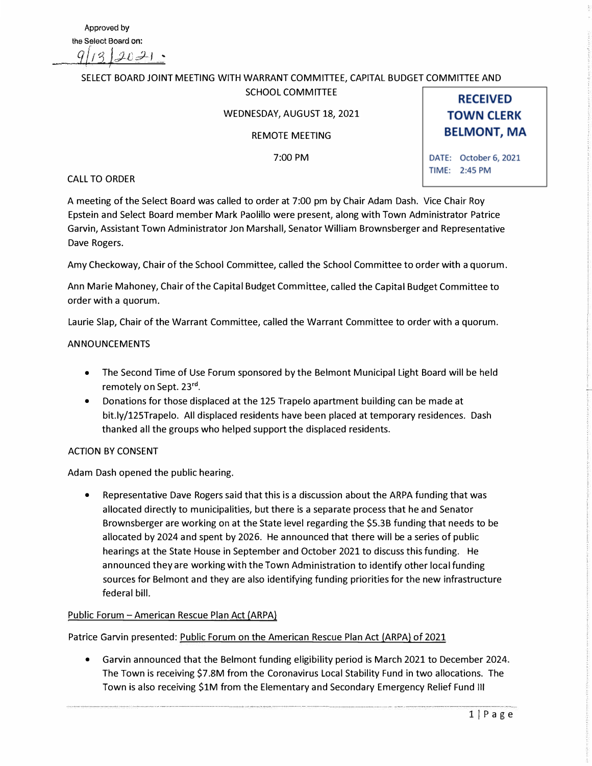Approved by
the Select Board on:
9/13/2021.

SELECT BOARD JOINT MEETING WITH WARRANT COMMITTEE, CAPITAL BUDGET COMMITTEE AND SCHOOL COMMITTEE

WEDNESDAY, AUGUST 18, 2021

REMOTE MEETING

7:00 PM

**RECEIVED TOWN CLERK BELMONT, MA**

DATE: October 6, 2021
TIME: 2:45 PM

CALL TO ORDER

A meeting of the Select Board was called to order at 7:00 pm by Chair Adam Dash. Vice Chair Roy Epstein and Select Board member Mark Paolillo were present, along with Town Administrator Patrice Garvin, Assistant Town Administrator Jon Marshall, Senator William Brownsberger and Representative Dave Rogers.

Amy Checkoway, Chair of the School Committee, called the School Committee to order with a quorum.

Ann Marie Mahoney, Chair of the Capital Budget Committee, called the Capital Budget Committee to order with a quorum.

Laurie Slap, Chair of the Warrant Committee, called the Warrant Committee to order with a quorum.

ANNOUNCEMENTS

- The Second Time of Use Forum sponsored by the Belmont Municipal Light Board will be held remotely on Sept. 23rd.
- Donations for those displaced at the 125 Trapelo apartment building can be made at bit.ly/125Trapelo. All displaced residents have been placed at temporary residences. Dash thanked all the groups who helped support the displaced residents.

ACTION BY CONSENT

Adam Dash opened the public hearing.

- Representative Dave Rogers said that this is a discussion about the ARPA funding that was allocated directly to municipalities, but there is a separate process that he and Senator Brownsberger are working on at the State level regarding the $5.3B funding that needs to be allocated by 2024 and spent by 2026. He announced that there will be a series of public hearings at the State House in September and October 2021 to discuss this funding. He announced they are working with the Town Administration to identify other local funding sources for Belmont and they are also identifying funding priorities for the new infrastructure federal bill.

Public Forum – American Rescue Plan Act (ARPA)

Patrice Garvin presented: Public Forum on the American Rescue Plan Act (ARPA) of 2021

- Garvin announced that the Belmont funding eligibility period is March 2021 to December 2024. The Town is receiving $7.8M from the Coronavirus Local Stability Fund in two allocations. The Town is also receiving $1M from the Elementary and Secondary Emergency Relief Fund III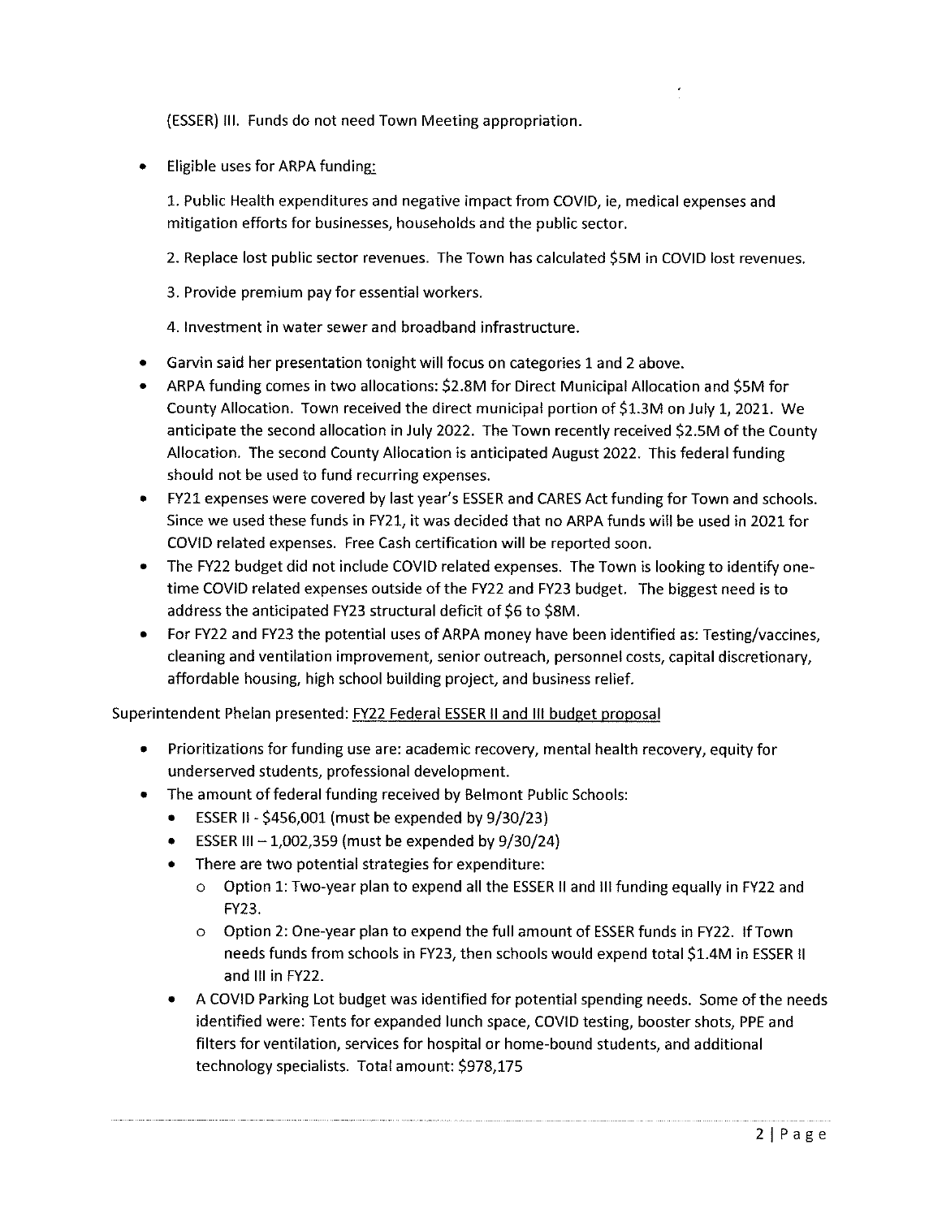(ESSER) III. Funds do not need Town Meeting appropriation.

- Eligible uses for ARPA funding:

  1. Public Health expenditures and negative impact from COVID, ie, medical expenses and mitigation efforts for businesses, households and the public sector.

  2. Replace lost public sector revenues. The Town has calculated $5M in COVID lost revenues.

  3. Provide premium pay for essential workers.

  4. Investment in water sewer and broadband infrastructure.

- Garvin said her presentation tonight will focus on categories 1 and 2 above.
- ARPA funding comes in two allocations: $2.8M for Direct Municipal Allocation and $5M for County Allocation. Town received the direct municipal portion of $1.3M on July 1, 2021. We anticipate the second allocation in July 2022. The Town recently received $2.5M of the County Allocation. The second County Allocation is anticipated August 2022. This federal funding should not be used to fund recurring expenses.
- FY21 expenses were covered by last year's ESSER and CARES Act funding for Town and schools. Since we used these funds in FY21, it was decided that no ARPA funds will be used in 2021 for COVID related expenses. Free Cash certification will be reported soon.
- The FY22 budget did not include COVID related expenses. The Town is looking to identify one-time COVID related expenses outside of the FY22 and FY23 budget. The biggest need is to address the anticipated FY23 structural deficit of $6 to $8M.
- For FY22 and FY23 the potential uses of ARPA money have been identified as: Testing/vaccines, cleaning and ventilation improvement, senior outreach, personnel costs, capital discretionary, affordable housing, high school building project, and business relief.

Superintendent Phelan presented: FY22 Federal ESSER II and III budget proposal

- Prioritizations for funding use are: academic recovery, mental health recovery, equity for underserved students, professional development.
- The amount of federal funding received by Belmont Public Schools:
  - ESSER II - $456,001 (must be expended by 9/30/23)
  - ESSER III – 1,002,359 (must be expended by 9/30/24)
  - There are two potential strategies for expenditure:
    - Option 1: Two-year plan to expend all the ESSER II and III funding equally in FY22 and FY23.
    - Option 2: One-year plan to expend the full amount of ESSER funds in FY22. If Town needs funds from schools in FY23, then schools would expend total $1.4M in ESSER II and III in FY22.
- A COVID Parking Lot budget was identified for potential spending needs. Some of the needs identified were: Tents for expanded lunch space, COVID testing, booster shots, PPE and filters for ventilation, services for hospital or home-bound students, and additional technology specialists. Total amount: $978,175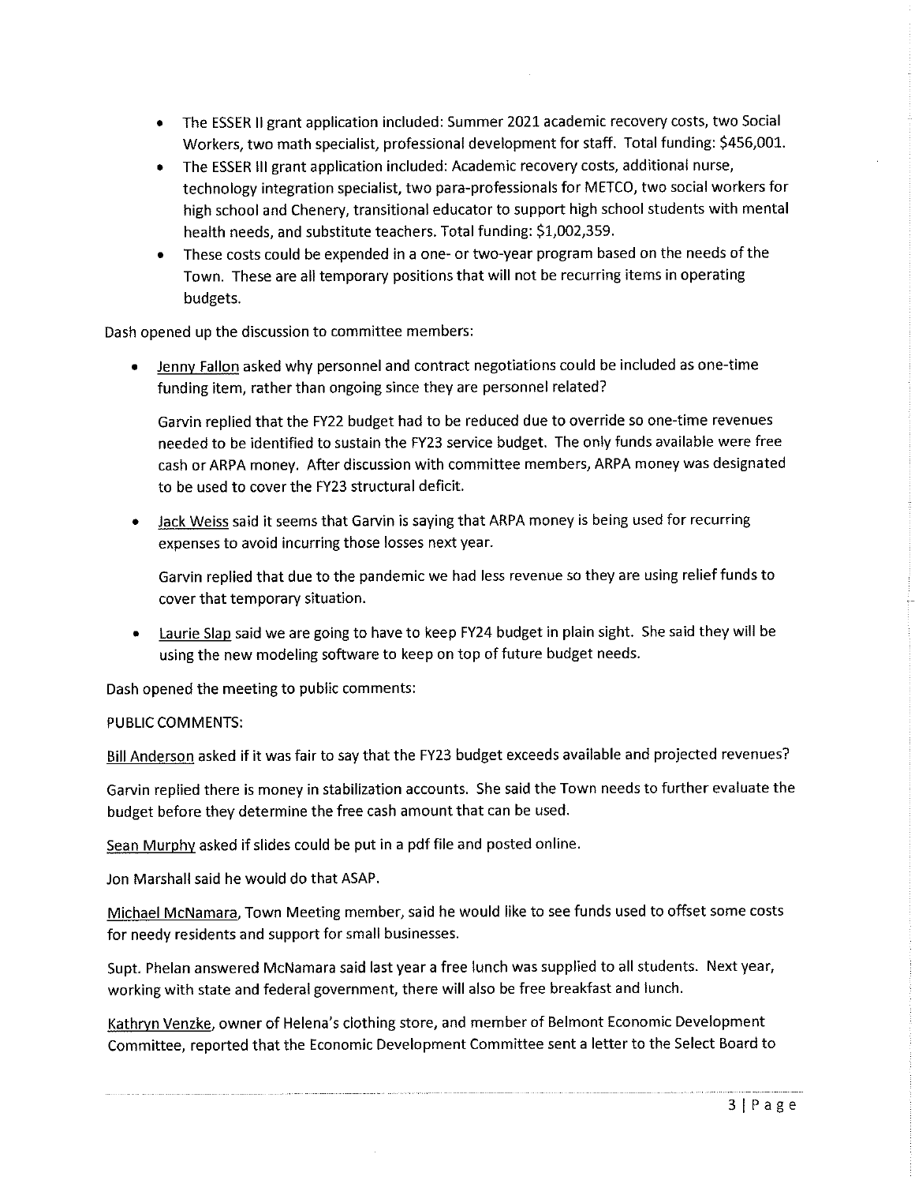- The ESSER II grant application included: Summer 2021 academic recovery costs, two Social Workers, two math specialist, professional development for staff. Total funding: $456,001.
- The ESSER III grant application included: Academic recovery costs, additional nurse, technology integration specialist, two para-professionals for METCO, two social workers for high school and Chenery, transitional educator to support high school students with mental health needs, and substitute teachers. Total funding: $1,002,359.
- These costs could be expended in a one- or two-year program based on the needs of the Town. These are all temporary positions that will not be recurring items in operating budgets.

Dash opened up the discussion to committee members:

- Jenny Fallon asked why personnel and contract negotiations could be included as one-time funding item, rather than ongoing since they are personnel related?

  Garvin replied that the FY22 budget had to be reduced due to override so one-time revenues needed to be identified to sustain the FY23 service budget. The only funds available were free cash or ARPA money. After discussion with committee members, ARPA money was designated to be used to cover the FY23 structural deficit.

- Jack Weiss said it seems that Garvin is saying that ARPA money is being used for recurring expenses to avoid incurring those losses next year.

  Garvin replied that due to the pandemic we had less revenue so they are using relief funds to cover that temporary situation.

- Laurie Slap said we are going to have to keep FY24 budget in plain sight. She said they will be using the new modeling software to keep on top of future budget needs.

Dash opened the meeting to public comments:

PUBLIC COMMENTS:

Bill Anderson asked if it was fair to say that the FY23 budget exceeds available and projected revenues?

Garvin replied there is money in stabilization accounts. She said the Town needs to further evaluate the budget before they determine the free cash amount that can be used.

Sean Murphy asked if slides could be put in a pdf file and posted online.

Jon Marshall said he would do that ASAP.

Michael McNamara, Town Meeting member, said he would like to see funds used to offset some costs for needy residents and support for small businesses.

Supt. Phelan answered McNamara said last year a free lunch was supplied to all students. Next year, working with state and federal government, there will also be free breakfast and lunch.

Kathryn Venzke, owner of Helena's clothing store, and member of Belmont Economic Development Committee, reported that the Economic Development Committee sent a letter to the Select Board to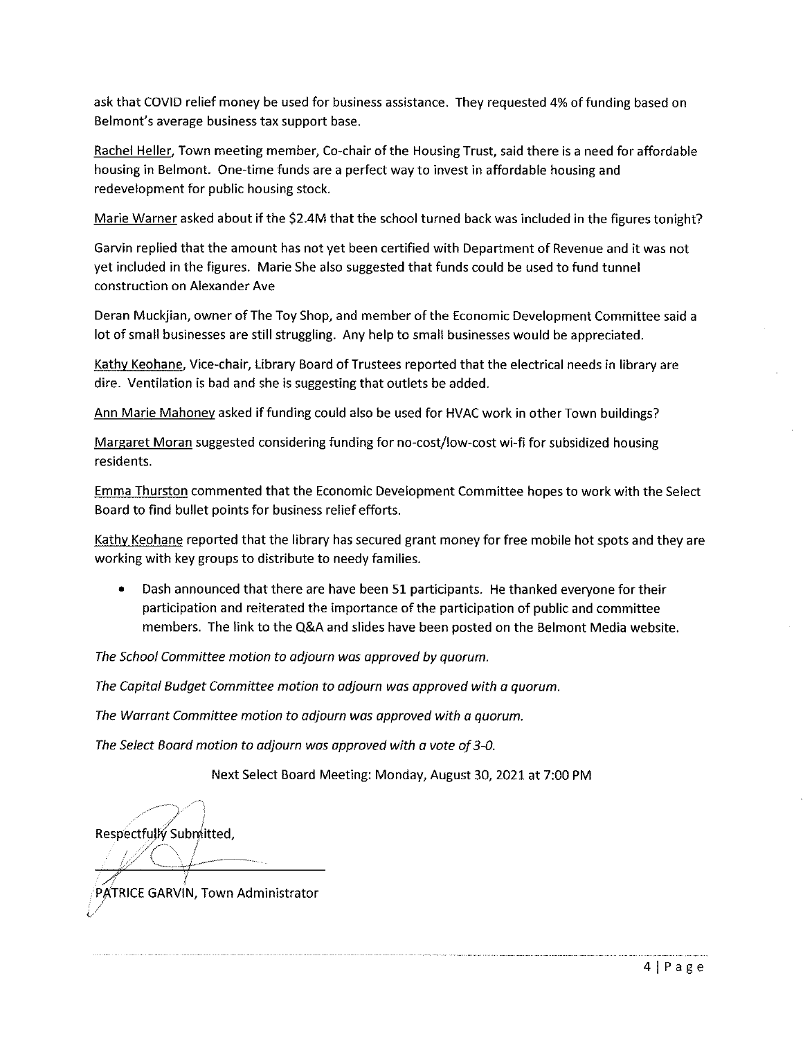ask that COVID relief money be used for business assistance. They requested 4% of funding based on Belmont's average business tax support base.

Rachel Heller, Town meeting member, Co-chair of the Housing Trust, said there is a need for affordable housing in Belmont. One-time funds are a perfect way to invest in affordable housing and redevelopment for public housing stock.

Marie Warner asked about if the $2.4M that the school turned back was included in the figures tonight?

Garvin replied that the amount has not yet been certified with Department of Revenue and it was not yet included in the figures. Marie She also suggested that funds could be used to fund tunnel construction on Alexander Ave

Deran Muckjian, owner of The Toy Shop, and member of the Economic Development Committee said a lot of small businesses are still struggling. Any help to small businesses would be appreciated.

Kathy Keohane, Vice-chair, Library Board of Trustees reported that the electrical needs in library are dire. Ventilation is bad and she is suggesting that outlets be added.

Ann Marie Mahoney asked if funding could also be used for HVAC work in other Town buildings?

Margaret Moran suggested considering funding for no-cost/low-cost wi-fi for subsidized housing residents.

Emma Thurston commented that the Economic Development Committee hopes to work with the Select Board to find bullet points for business relief efforts.

Kathy Keohane reported that the library has secured grant money for free mobile hot spots and they are working with key groups to distribute to needy families.

- Dash announced that there are have been 51 participants. He thanked everyone for their participation and reiterated the importance of the participation of public and committee members. The link to the Q&A and slides have been posted on the Belmont Media website.

*The School Committee motion to adjourn was approved by quorum.*

*The Capital Budget Committee motion to adjourn was approved with a quorum.*

*The Warrant Committee motion to adjourn was approved with a quorum.*

*The Select Board motion to adjourn was approved with a vote of 3-0.*

Next Select Board Meeting: Monday, August 30, 2021 at 7:00 PM

Respectfully Submitted,

PATRICE GARVIN, Town Administrator